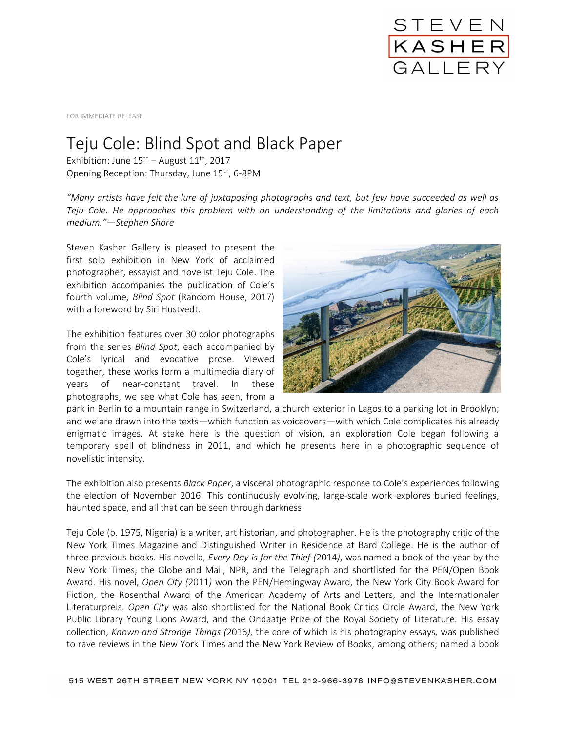STEVEN KASHER GALLERY

FOR IMMEDIATE RELEASE

# Teju Cole: Blind Spot and Black Paper

Exhibition: June 15th – August 11th, 2017
Opening Reception: Thursday, June 15th, 6-8PM

*"Many artists have felt the lure of juxtaposing photographs and text, but few have succeeded as well as Teju Cole. He approaches this problem with an understanding of the limitations and glories of each medium."—Stephen Shore*

Steven Kasher Gallery is pleased to present the first solo exhibition in New York of acclaimed photographer, essayist and novelist Teju Cole. The exhibition accompanies the publication of Cole's fourth volume, *Blind Spot* (Random House, 2017) with a foreword by Siri Hustvedt.

The exhibition features over 30 color photographs from the series *Blind Spot*, each accompanied by Cole's lyrical and evocative prose. Viewed together, these works form a multimedia diary of years of near-constant travel. In these photographs, we see what Cole has seen, from a park in Berlin to a mountain range in Switzerland, a church exterior in Lagos to a parking lot in Brooklyn; and we are drawn into the texts—which function as voiceovers—with which Cole complicates his already enigmatic images. At stake here is the question of vision, an exploration Cole began following a temporary spell of blindness in 2011, and which he presents here in a photographic sequence of novelistic intensity.

The exhibition also presents *Black Paper*, a visceral photographic response to Cole's experiences following the election of November 2016. This continuously evolving, large-scale work explores buried feelings, haunted space, and all that can be seen through darkness.

Teju Cole (b. 1975, Nigeria) is a writer, art historian, and photographer. He is the photography critic of the New York Times Magazine and Distinguished Writer in Residence at Bard College. He is the author of three previous books. His novella, *Every Day is for the Thief (*2014*)*, was named a book of the year by the New York Times, the Globe and Mail, NPR, and the Telegraph and shortlisted for the PEN/Open Book Award. His novel, *Open City (*2011*)* won the PEN/Hemingway Award, the New York City Book Award for Fiction, the Rosenthal Award of the American Academy of Arts and Letters, and the Internationaler Literaturpreis. *Open City* was also shortlisted for the National Book Critics Circle Award, the New York Public Library Young Lions Award, and the Ondaatje Prize of the Royal Society of Literature. His essay collection, *Known and Strange Things (*2016*)*, the core of which is his photography essays, was published to rave reviews in the New York Times and the New York Review of Books, among others; named a book

515 WEST 26TH STREET NEW YORK NY 10001 TEL 212-966-3978 INFO@STEVENKASHER.COM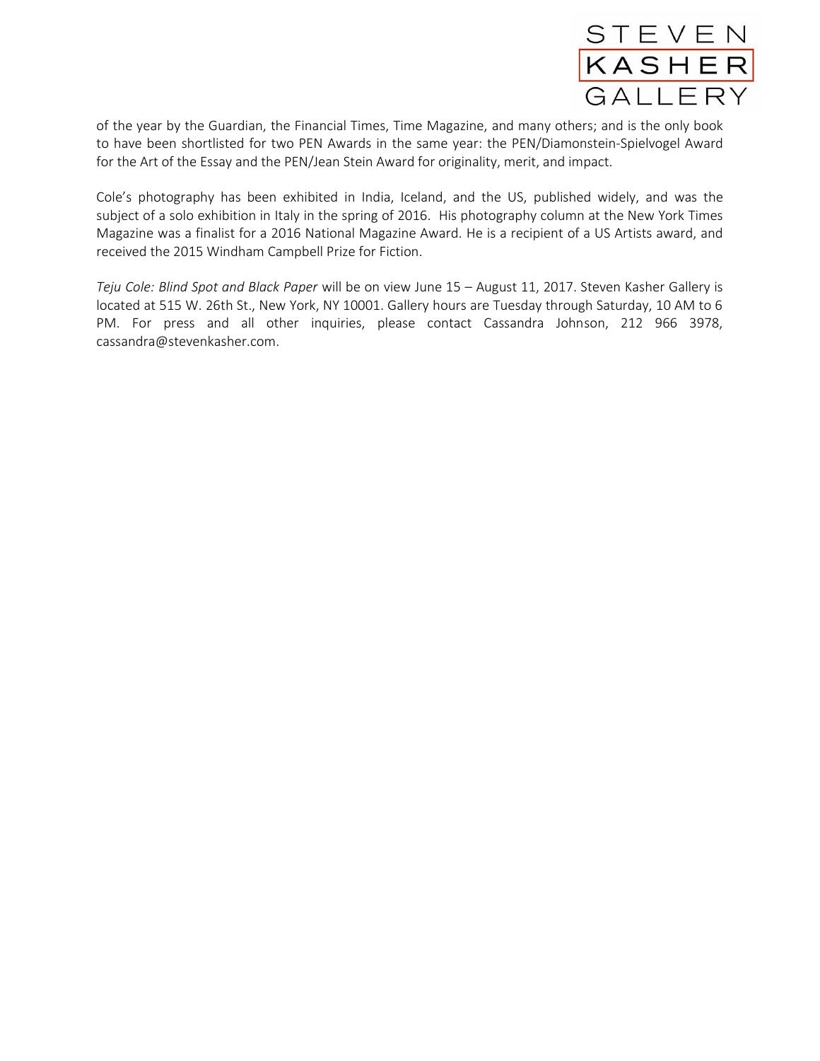of the year by the Guardian, the Financial Times, Time Magazine, and many others; and is the only book to have been shortlisted for two PEN Awards in the same year: the PEN/Diamonstein-Spielvogel Award for the Art of the Essay and the PEN/Jean Stein Award for originality, merit, and impact.

Cole's photography has been exhibited in India, Iceland, and the US, published widely, and was the subject of a solo exhibition in Italy in the spring of 2016. His photography column at the New York Times Magazine was a finalist for a 2016 National Magazine Award. He is a recipient of a US Artists award, and received the 2015 Windham Campbell Prize for Fiction.

*Teju Cole: Blind Spot and Black Paper* will be on view June 15 – August 11, 2017. Steven Kasher Gallery is located at 515 W. 26th St., New York, NY 10001. Gallery hours are Tuesday through Saturday, 10 AM to 6 PM. For press and all other inquiries, please contact Cassandra Johnson, 212 966 3978, cassandra@stevenkasher.com.